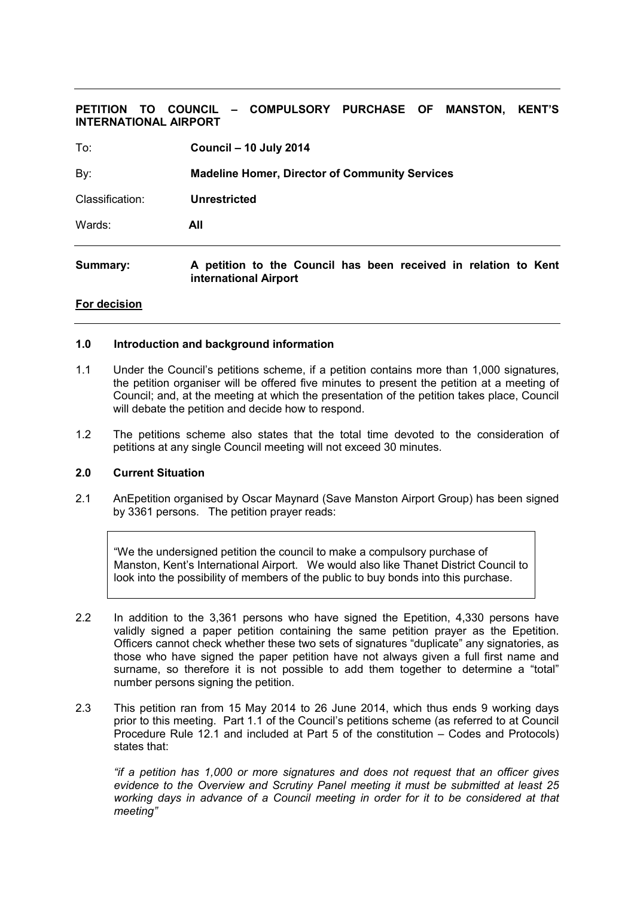**PETITION TO COUNCIL – COMPULSORY PURCHASE OF MANSTON, KENT'S INTERNATIONAL AIRPORT**

| | |
|---|---|
| To: | **Council – 10 July 2014** |
| By: | **Madeline Homer, Director of Community Services** |
| Classification: | **Unrestricted** |
| Wards: | **All** |

| | |
|---|---|
| **Summary:** | **A petition to the Council has been received in relation to Kent international Airport** |

**For decision**

## 1.0 Introduction and background information

1.1 Under the Council's petitions scheme, if a petition contains more than 1,000 signatures, the petition organiser will be offered five minutes to present the petition at a meeting of Council; and, at the meeting at which the presentation of the petition takes place, Council will debate the petition and decide how to respond.

1.2 The petitions scheme also states that the total time devoted to the consideration of petitions at any single Council meeting will not exceed 30 minutes.

## 2.0 Current Situation

2.1 AnEpetition organised by Oscar Maynard (Save Manston Airport Group) has been signed by 3361 persons. The petition prayer reads:

> "We the undersigned petition the council to make a compulsory purchase of Manston, Kent's International Airport. We would also like Thanet District Council to look into the possibility of members of the public to buy bonds into this purchase.

2.2 In addition to the 3,361 persons who have signed the Epetition, 4,330 persons have validly signed a paper petition containing the same petition prayer as the Epetition. Officers cannot check whether these two sets of signatures "duplicate" any signatories, as those who have signed the paper petition have not always given a full first name and surname, so therefore it is not possible to add them together to determine a "total" number persons signing the petition.

2.3 This petition ran from 15 May 2014 to 26 June 2014, which thus ends 9 working days prior to this meeting. Part 1.1 of the Council's petitions scheme (as referred to at Council Procedure Rule 12.1 and included at Part 5 of the constitution – Codes and Protocols) states that:

*"if a petition has 1,000 or more signatures and does not request that an officer gives evidence to the Overview and Scrutiny Panel meeting it must be submitted at least 25 working days in advance of a Council meeting in order for it to be considered at that meeting"*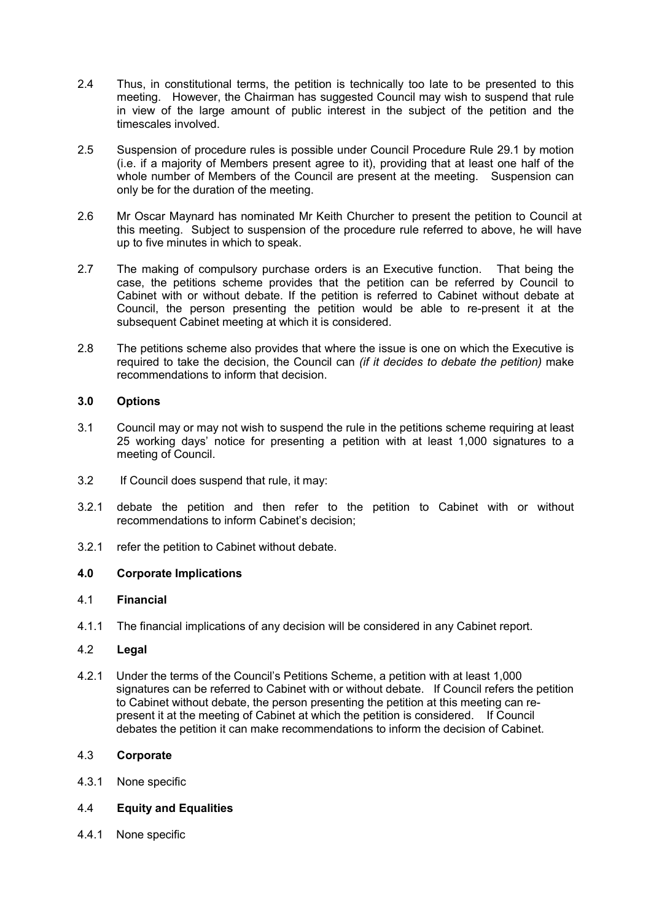2.4 Thus, in constitutional terms, the petition is technically too late to be presented to this meeting. However, the Chairman has suggested Council may wish to suspend that rule in view of the large amount of public interest in the subject of the petition and the timescales involved.

2.5 Suspension of procedure rules is possible under Council Procedure Rule 29.1 by motion (i.e. if a majority of Members present agree to it), providing that at least one half of the whole number of Members of the Council are present at the meeting. Suspension can only be for the duration of the meeting.

2.6 Mr Oscar Maynard has nominated Mr Keith Churcher to present the petition to Council at this meeting. Subject to suspension of the procedure rule referred to above, he will have up to five minutes in which to speak.

2.7 The making of compulsory purchase orders is an Executive function. That being the case, the petitions scheme provides that the petition can be referred by Council to Cabinet with or without debate. If the petition is referred to Cabinet without debate at Council, the person presenting the petition would be able to re-present it at the subsequent Cabinet meeting at which it is considered.

2.8 The petitions scheme also provides that where the issue is one on which the Executive is required to take the decision, the Council can *(if it decides to debate the petition)* make recommendations to inform that decision.

## 3.0 Options

3.1 Council may or may not wish to suspend the rule in the petitions scheme requiring at least 25 working days' notice for presenting a petition with at least 1,000 signatures to a meeting of Council.

3.2 If Council does suspend that rule, it may:

3.2.1 debate the petition and then refer to the petition to Cabinet with or without recommendations to inform Cabinet's decision;

3.2.1 refer the petition to Cabinet without debate.

## 4.0 Corporate Implications

### 4.1 Financial

4.1.1 The financial implications of any decision will be considered in any Cabinet report.

### 4.2 Legal

4.2.1 Under the terms of the Council's Petitions Scheme, a petition with at least 1,000 signatures can be referred to Cabinet with or without debate. If Council refers the petition to Cabinet without debate, the person presenting the petition at this meeting can re-present it at the meeting of Cabinet at which the petition is considered. If Council debates the petition it can make recommendations to inform the decision of Cabinet.

### 4.3 Corporate

4.3.1 None specific

### 4.4 Equity and Equalities

4.4.1 None specific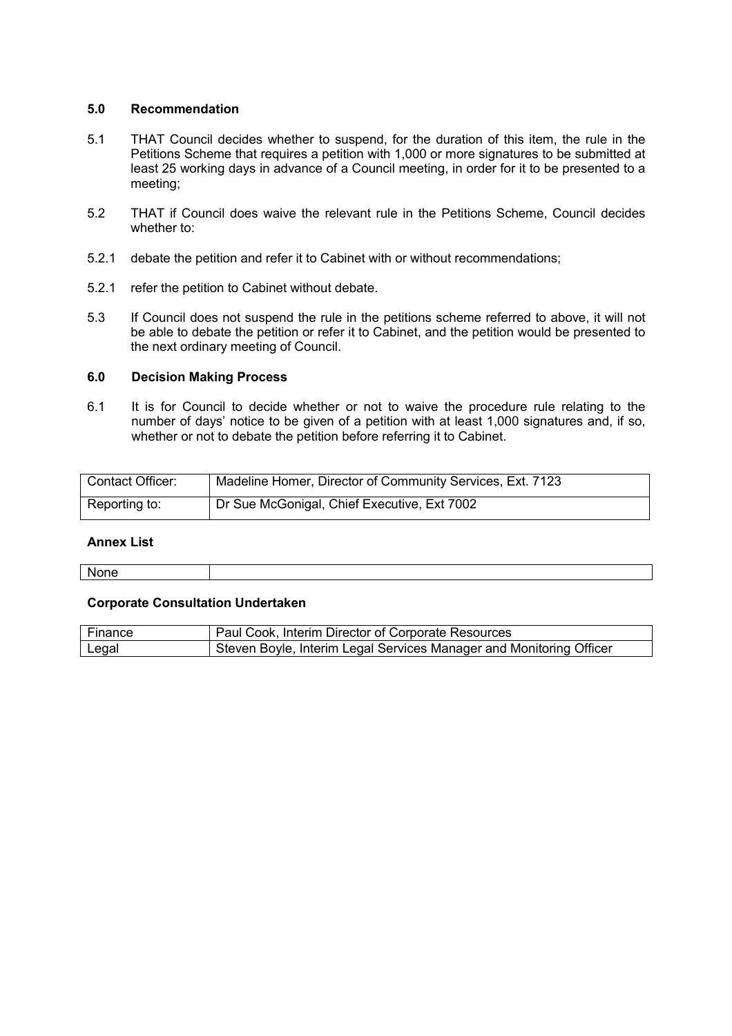## 5.0 Recommendation

5.1 THAT Council decides whether to suspend, for the duration of this item, the rule in the Petitions Scheme that requires a petition with 1,000 or more signatures to be submitted at least 25 working days in advance of a Council meeting, in order for it to be presented to a meeting;

5.2 THAT if Council does waive the relevant rule in the Petitions Scheme, Council decides whether to:

5.2.1 debate the petition and refer it to Cabinet with or without recommendations;

5.2.1 refer the petition to Cabinet without debate.

5.3 If Council does not suspend the rule in the petitions scheme referred to above, it will not be able to debate the petition or refer it to Cabinet, and the petition would be presented to the next ordinary meeting of Council.

## 6.0 Decision Making Process

6.1 It is for Council to decide whether or not to waive the procedure rule relating to the number of days' notice to be given of a petition with at least 1,000 signatures and, if so, whether or not to debate the petition before referring it to Cabinet.

| | |
|---|---|
| Contact Officer: | Madeline Homer, Director of Community Services, Ext. 7123 |
| Reporting to: | Dr Sue McGonigal, Chief Executive, Ext 7002 |

**Annex List**

| | |
|---|---|
| None | |

**Corporate Consultation Undertaken**

| | |
|---|---|
| Finance | Paul Cook, Interim Director of Corporate Resources |
| Legal | Steven Boyle, Interim Legal Services Manager and Monitoring Officer |